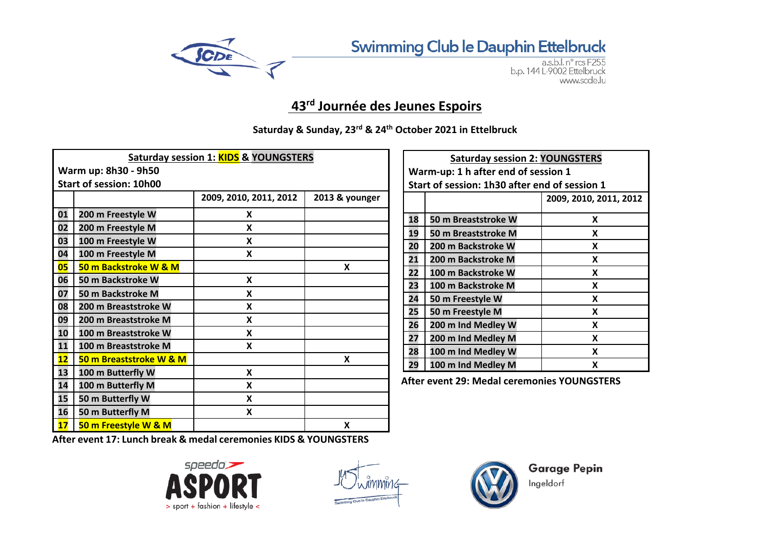# Swimming Club le Dauphin Ettelbruck

a.s.b.l. n° rcs F255
b.p. 144 L-9002 Ettelbruck
www.scde.lu

## 43rd Journée des Jeunes Espoirs

**Saturday & Sunday, 23rd & 24th October 2021 in Ettelbruck**

### Saturday session 1: KIDS & YOUNGSTERS

**Warm up: 8h30 - 9h50**
**Start of session: 10h00**

| | | 2009, 2010, 2011, 2012 | 2013 & younger |
|---|---|---|---|
| 01 | 200 m Freestyle W | X | |
| 02 | 200 m Freestyle M | X | |
| 03 | 100 m Freestyle W | X | |
| 04 | 100 m Freestyle M | X | |
| 05 | 50 m Backstroke W & M | | X |
| 06 | 50 m Backstroke W | X | |
| 07 | 50 m Backstroke M | X | |
| 08 | 200 m Breaststroke W | X | |
| 09 | 200 m Breaststroke M | X | |
| 10 | 100 m Breaststroke W | X | |
| 11 | 100 m Breaststroke M | X | |
| 12 | 50 m Breaststroke W & M | | X |
| 13 | 100 m Butterfly W | X | |
| 14 | 100 m Butterfly M | X | |
| 15 | 50 m Butterfly W | X | |
| 16 | 50 m Butterfly M | X | |
| 17 | 50 m Freestyle W & M | | X |

**After event 17: Lunch break & medal ceremonies KIDS & YOUNGSTERS**

### Saturday session 2: YOUNGSTERS

**Warm-up: 1 h after end of session 1**
**Start of session: 1h30 after end of session 1**

| | | 2009, 2010, 2011, 2012 |
|---|---|---|
| 18 | 50 m Breaststroke W | X |
| 19 | 50 m Breaststroke M | X |
| 20 | 200 m Backstroke W | X |
| 21 | 200 m Backstroke M | X |
| 22 | 100 m Backstroke W | X |
| 23 | 100 m Backstroke M | X |
| 24 | 50 m Freestyle W | X |
| 25 | 50 m Freestyle M | X |
| 26 | 200 m Ind Medley W | X |
| 27 | 200 m Ind Medley M | X |
| 28 | 100 m Ind Medley W | X |
| 29 | 100 m Ind Medley M | X |

**After event 29: Medal ceremonies YOUNGSTERS**

speedo ASPORT > sport + fashion + lifestyle <

Just Swimming — Swimming Club le Dauphin Ettelbruck

Garage Pepin
Ingeldorf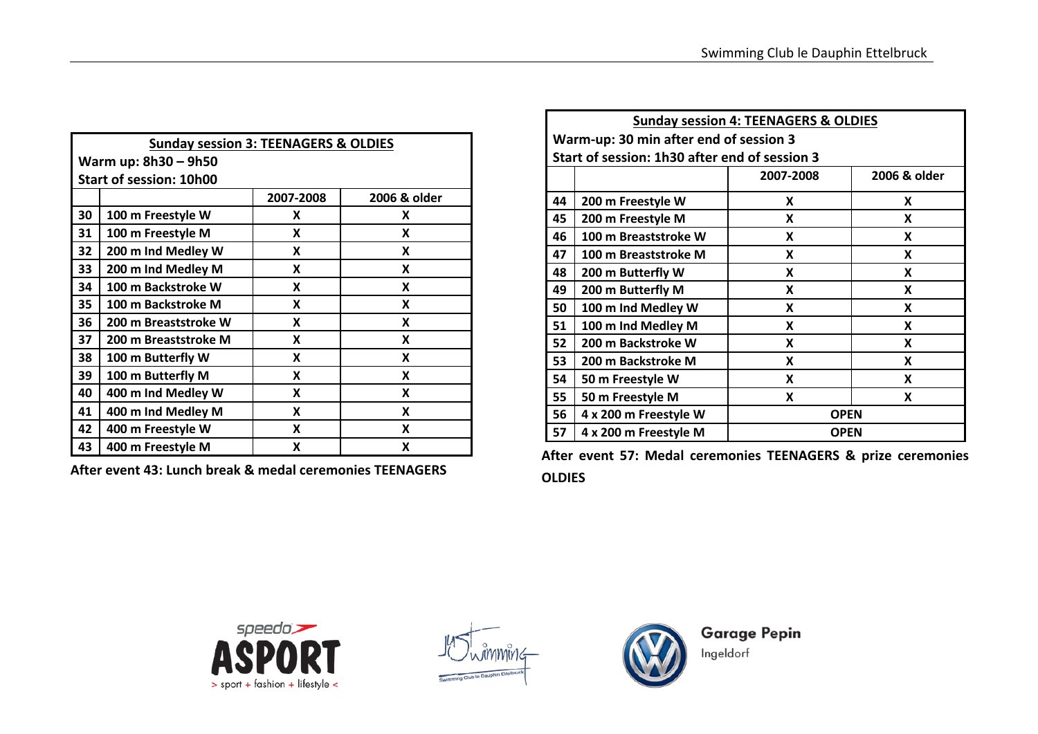**Sunday session 3: TEENAGERS & OLDIES**

**Warm up: 8h30 – 9h50**

**Start of session: 10h00**

| | | 2007-2008 | 2006 & older |
|---|---|---|---|
| 30 | 100 m Freestyle W | X | X |
| 31 | 100 m Freestyle M | X | X |
| 32 | 200 m Ind Medley W | X | X |
| 33 | 200 m Ind Medley M | X | X |
| 34 | 100 m Backstroke W | X | X |
| 35 | 100 m Backstroke M | X | X |
| 36 | 200 m Breaststroke W | X | X |
| 37 | 200 m Breaststroke M | X | X |
| 38 | 100 m Butterfly W | X | X |
| 39 | 100 m Butterfly M | X | X |
| 40 | 400 m Ind Medley W | X | X |
| 41 | 400 m Ind Medley M | X | X |
| 42 | 400 m Freestyle W | X | X |
| 43 | 400 m Freestyle M | X | X |

**After event 43: Lunch break & medal ceremonies TEENAGERS**

**Sunday session 4: TEENAGERS & OLDIES**

**Warm-up: 30 min after end of session 3**

**Start of session: 1h30 after end of session 3**

| | | 2007-2008 | 2006 & older |
|---|---|---|---|
| 44 | 200 m Freestyle W | X | X |
| 45 | 200 m Freestyle M | X | X |
| 46 | 100 m Breaststroke W | X | X |
| 47 | 100 m Breaststroke M | X | X |
| 48 | 200 m Butterfly W | X | X |
| 49 | 200 m Butterfly M | X | X |
| 50 | 100 m Ind Medley W | X | X |
| 51 | 100 m Ind Medley M | X | X |
| 52 | 200 m Backstroke W | X | X |
| 53 | 200 m Backstroke M | X | X |
| 54 | 50 m Freestyle W | X | X |
| 55 | 50 m Freestyle M | X | X |
| 56 | 4 x 200 m Freestyle W | OPEN | |
| 57 | 4 x 200 m Freestyle M | OPEN | |

**After event 57: Medal ceremonies TEENAGERS & prize ceremonies OLDIES**

Garage Pepin
Ingeldorf